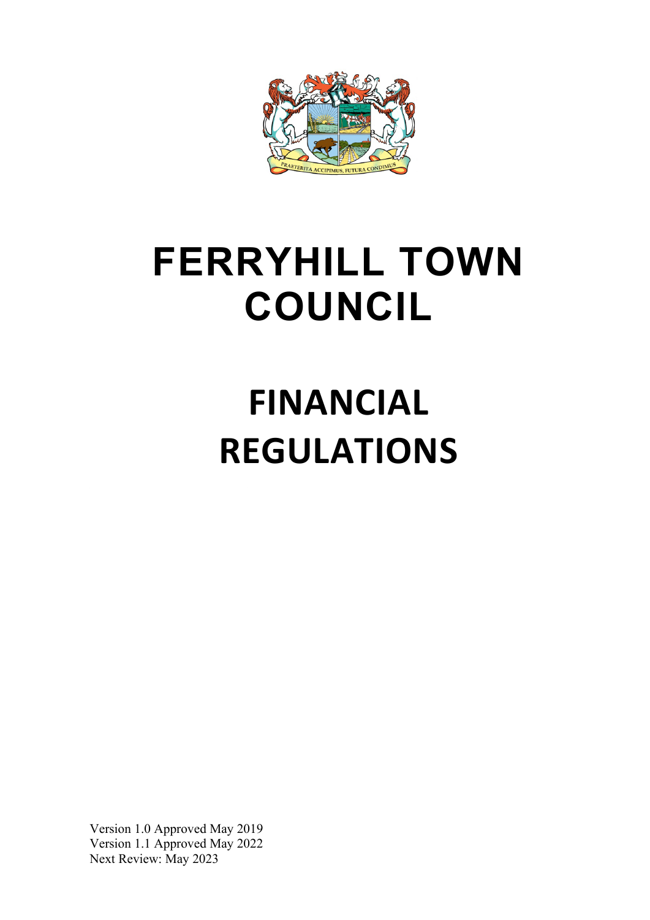# FERRYHILL TOWN COUNCIL

# FINANCIAL REGULATIONS

Version 1.0 Approved May 2019
Version 1.1 Approved May 2022
Next Review: May 2023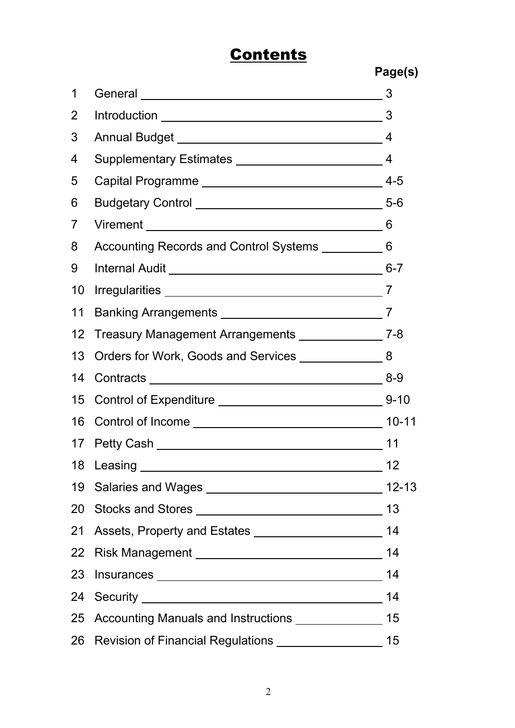# Contents

| | | Page(s) |
|---|---|---|
| 1 | General | 3 |
| 2 | Introduction | 3 |
| 3 | Annual Budget | 4 |
| 4 | Supplementary Estimates | 4 |
| 5 | Capital Programme | 4-5 |
| 6 | Budgetary Control | 5-6 |
| 7 | Virement | 6 |
| 8 | Accounting Records and Control Systems | 6 |
| 9 | Internal Audit | 6-7 |
| 10 | Irregularities | 7 |
| 11 | Banking Arrangements | 7 |
| 12 | Treasury Management Arrangements | 7-8 |
| 13 | Orders for Work, Goods and Services | 8 |
| 14 | Contracts | 8-9 |
| 15 | Control of Expenditure | 9-10 |
| 16 | Control of Income | 10-11 |
| 17 | Petty Cash | 11 |
| 18 | Leasing | 12 |
| 19 | Salaries and Wages | 12-13 |
| 20 | Stocks and Stores | 13 |
| 21 | Assets, Property and Estates | 14 |
| 22 | Risk Management | 14 |
| 23 | Insurances | 14 |
| 24 | Security | 14 |
| 25 | Accounting Manuals and Instructions | 15 |
| 26 | Revision of Financial Regulations | 15 |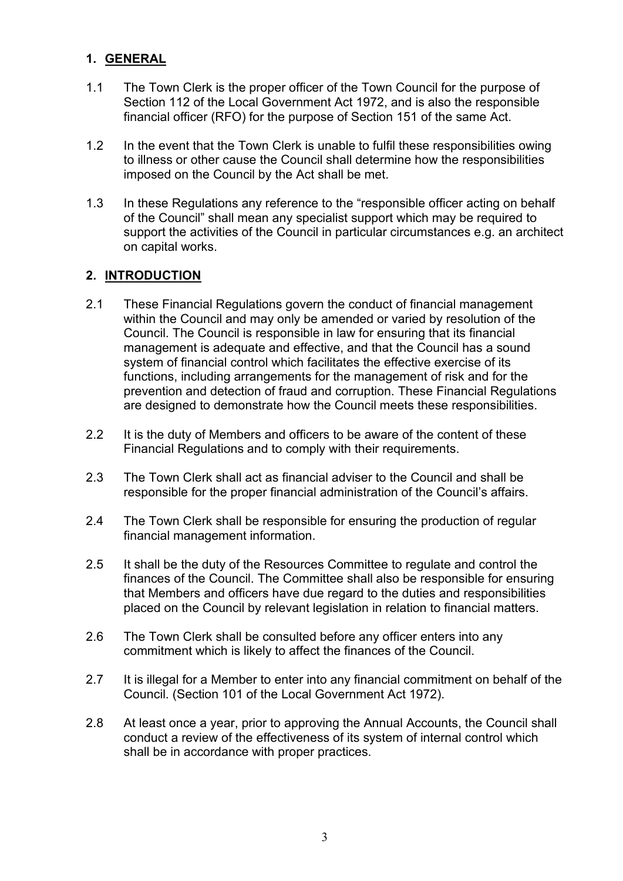## 1. GENERAL

1.1 The Town Clerk is the proper officer of the Town Council for the purpose of Section 112 of the Local Government Act 1972, and is also the responsible financial officer (RFO) for the purpose of Section 151 of the same Act.

1.2 In the event that the Town Clerk is unable to fulfil these responsibilities owing to illness or other cause the Council shall determine how the responsibilities imposed on the Council by the Act shall be met.

1.3 In these Regulations any reference to the "responsible officer acting on behalf of the Council" shall mean any specialist support which may be required to support the activities of the Council in particular circumstances e.g. an architect on capital works.

## 2. INTRODUCTION

2.1 These Financial Regulations govern the conduct of financial management within the Council and may only be amended or varied by resolution of the Council. The Council is responsible in law for ensuring that its financial management is adequate and effective, and that the Council has a sound system of financial control which facilitates the effective exercise of its functions, including arrangements for the management of risk and for the prevention and detection of fraud and corruption. These Financial Regulations are designed to demonstrate how the Council meets these responsibilities.

2.2 It is the duty of Members and officers to be aware of the content of these Financial Regulations and to comply with their requirements.

2.3 The Town Clerk shall act as financial adviser to the Council and shall be responsible for the proper financial administration of the Council's affairs.

2.4 The Town Clerk shall be responsible for ensuring the production of regular financial management information.

2.5 It shall be the duty of the Resources Committee to regulate and control the finances of the Council. The Committee shall also be responsible for ensuring that Members and officers have due regard to the duties and responsibilities placed on the Council by relevant legislation in relation to financial matters.

2.6 The Town Clerk shall be consulted before any officer enters into any commitment which is likely to affect the finances of the Council.

2.7 It is illegal for a Member to enter into any financial commitment on behalf of the Council. (Section 101 of the Local Government Act 1972).

2.8 At least once a year, prior to approving the Annual Accounts, the Council shall conduct a review of the effectiveness of its system of internal control which shall be in accordance with proper practices.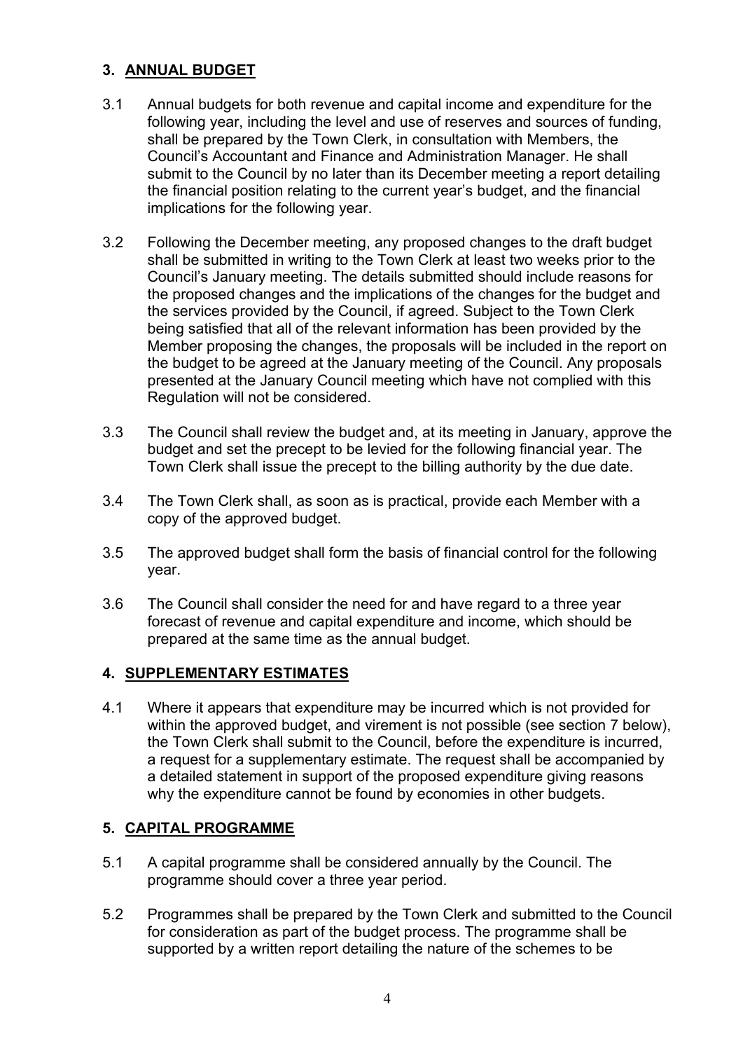## 3. ANNUAL BUDGET

3.1 Annual budgets for both revenue and capital income and expenditure for the following year, including the level and use of reserves and sources of funding, shall be prepared by the Town Clerk, in consultation with Members, the Council's Accountant and Finance and Administration Manager. He shall submit to the Council by no later than its December meeting a report detailing the financial position relating to the current year's budget, and the financial implications for the following year.

3.2 Following the December meeting, any proposed changes to the draft budget shall be submitted in writing to the Town Clerk at least two weeks prior to the Council's January meeting. The details submitted should include reasons for the proposed changes and the implications of the changes for the budget and the services provided by the Council, if agreed. Subject to the Town Clerk being satisfied that all of the relevant information has been provided by the Member proposing the changes, the proposals will be included in the report on the budget to be agreed at the January meeting of the Council. Any proposals presented at the January Council meeting which have not complied with this Regulation will not be considered.

3.3 The Council shall review the budget and, at its meeting in January, approve the budget and set the precept to be levied for the following financial year. The Town Clerk shall issue the precept to the billing authority by the due date.

3.4 The Town Clerk shall, as soon as is practical, provide each Member with a copy of the approved budget.

3.5 The approved budget shall form the basis of financial control for the following year.

3.6 The Council shall consider the need for and have regard to a three year forecast of revenue and capital expenditure and income, which should be prepared at the same time as the annual budget.

## 4. SUPPLEMENTARY ESTIMATES

4.1 Where it appears that expenditure may be incurred which is not provided for within the approved budget, and virement is not possible (see section 7 below), the Town Clerk shall submit to the Council, before the expenditure is incurred, a request for a supplementary estimate. The request shall be accompanied by a detailed statement in support of the proposed expenditure giving reasons why the expenditure cannot be found by economies in other budgets.

## 5. CAPITAL PROGRAMME

5.1 A capital programme shall be considered annually by the Council. The programme should cover a three year period.

5.2 Programmes shall be prepared by the Town Clerk and submitted to the Council for consideration as part of the budget process. The programme shall be supported by a written report detailing the nature of the schemes to be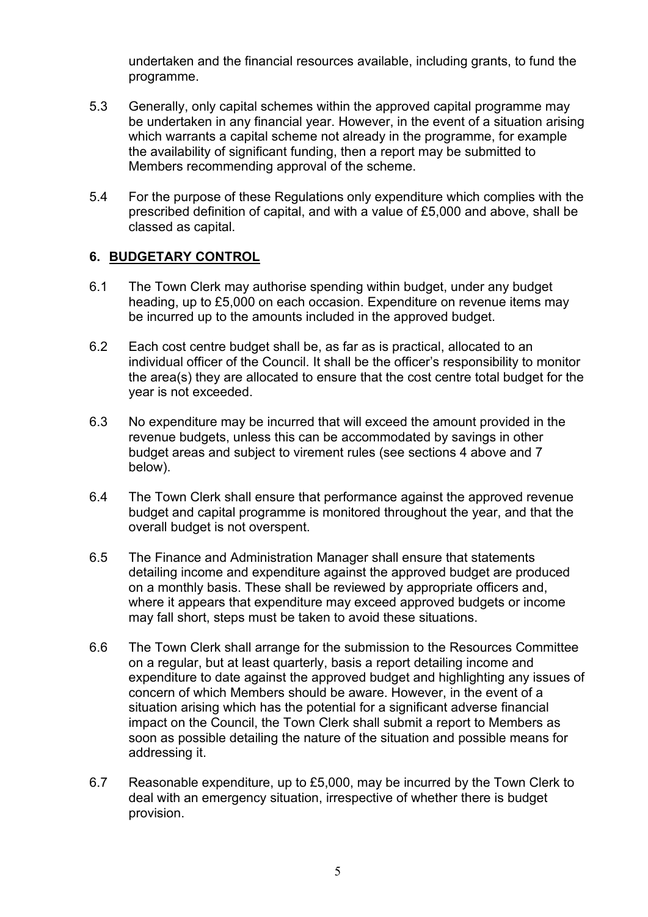undertaken and the financial resources available, including grants, to fund the programme.

5.3 Generally, only capital schemes within the approved capital programme may be undertaken in any financial year. However, in the event of a situation arising which warrants a capital scheme not already in the programme, for example the availability of significant funding, then a report may be submitted to Members recommending approval of the scheme.

5.4 For the purpose of these Regulations only expenditure which complies with the prescribed definition of capital, and with a value of £5,000 and above, shall be classed as capital.

## 6. BUDGETARY CONTROL

6.1 The Town Clerk may authorise spending within budget, under any budget heading, up to £5,000 on each occasion. Expenditure on revenue items may be incurred up to the amounts included in the approved budget.

6.2 Each cost centre budget shall be, as far as is practical, allocated to an individual officer of the Council. It shall be the officer's responsibility to monitor the area(s) they are allocated to ensure that the cost centre total budget for the year is not exceeded.

6.3 No expenditure may be incurred that will exceed the amount provided in the revenue budgets, unless this can be accommodated by savings in other budget areas and subject to virement rules (see sections 4 above and 7 below).

6.4 The Town Clerk shall ensure that performance against the approved revenue budget and capital programme is monitored throughout the year, and that the overall budget is not overspent.

6.5 The Finance and Administration Manager shall ensure that statements detailing income and expenditure against the approved budget are produced on a monthly basis. These shall be reviewed by appropriate officers and, where it appears that expenditure may exceed approved budgets or income may fall short, steps must be taken to avoid these situations.

6.6 The Town Clerk shall arrange for the submission to the Resources Committee on a regular, but at least quarterly, basis a report detailing income and expenditure to date against the approved budget and highlighting any issues of concern of which Members should be aware. However, in the event of a situation arising which has the potential for a significant adverse financial impact on the Council, the Town Clerk shall submit a report to Members as soon as possible detailing the nature of the situation and possible means for addressing it.

6.7 Reasonable expenditure, up to £5,000, may be incurred by the Town Clerk to deal with an emergency situation, irrespective of whether there is budget provision.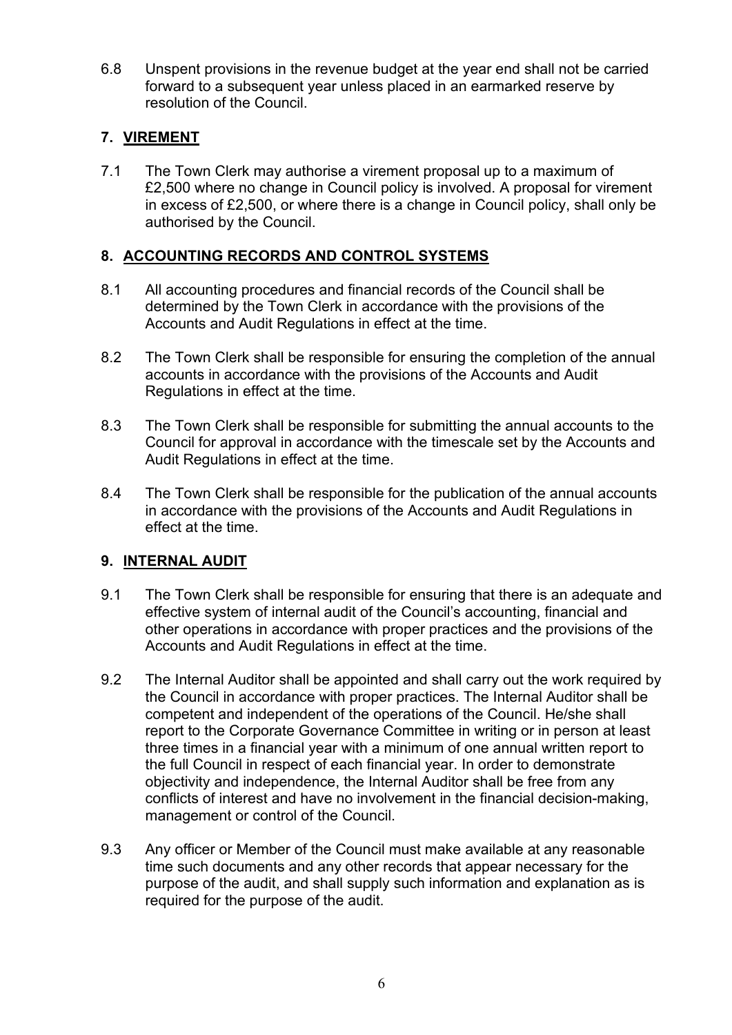6.8 Unspent provisions in the revenue budget at the year end shall not be carried forward to a subsequent year unless placed in an earmarked reserve by resolution of the Council.

## 7. VIREMENT

7.1 The Town Clerk may authorise a virement proposal up to a maximum of £2,500 where no change in Council policy is involved. A proposal for virement in excess of £2,500, or where there is a change in Council policy, shall only be authorised by the Council.

## 8. ACCOUNTING RECORDS AND CONTROL SYSTEMS

8.1 All accounting procedures and financial records of the Council shall be determined by the Town Clerk in accordance with the provisions of the Accounts and Audit Regulations in effect at the time.

8.2 The Town Clerk shall be responsible for ensuring the completion of the annual accounts in accordance with the provisions of the Accounts and Audit Regulations in effect at the time.

8.3 The Town Clerk shall be responsible for submitting the annual accounts to the Council for approval in accordance with the timescale set by the Accounts and Audit Regulations in effect at the time.

8.4 The Town Clerk shall be responsible for the publication of the annual accounts in accordance with the provisions of the Accounts and Audit Regulations in effect at the time.

## 9. INTERNAL AUDIT

9.1 The Town Clerk shall be responsible for ensuring that there is an adequate and effective system of internal audit of the Council's accounting, financial and other operations in accordance with proper practices and the provisions of the Accounts and Audit Regulations in effect at the time.

9.2 The Internal Auditor shall be appointed and shall carry out the work required by the Council in accordance with proper practices. The Internal Auditor shall be competent and independent of the operations of the Council. He/she shall report to the Corporate Governance Committee in writing or in person at least three times in a financial year with a minimum of one annual written report to the full Council in respect of each financial year. In order to demonstrate objectivity and independence, the Internal Auditor shall be free from any conflicts of interest and have no involvement in the financial decision-making, management or control of the Council.

9.3 Any officer or Member of the Council must make available at any reasonable time such documents and any other records that appear necessary for the purpose of the audit, and shall supply such information and explanation as is required for the purpose of the audit.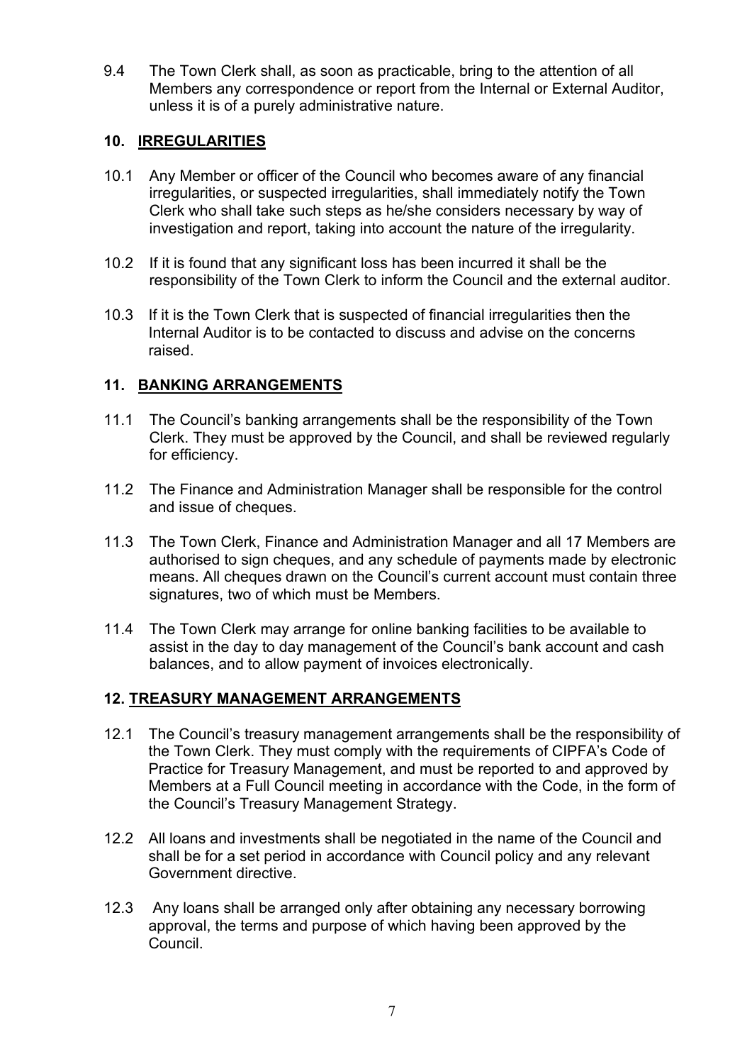9.4 The Town Clerk shall, as soon as practicable, bring to the attention of all Members any correspondence or report from the Internal or External Auditor, unless it is of a purely administrative nature.

## 10. IRREGULARITIES

10.1 Any Member or officer of the Council who becomes aware of any financial irregularities, or suspected irregularities, shall immediately notify the Town Clerk who shall take such steps as he/she considers necessary by way of investigation and report, taking into account the nature of the irregularity.

10.2 If it is found that any significant loss has been incurred it shall be the responsibility of the Town Clerk to inform the Council and the external auditor.

10.3 If it is the Town Clerk that is suspected of financial irregularities then the Internal Auditor is to be contacted to discuss and advise on the concerns raised.

## 11. BANKING ARRANGEMENTS

11.1 The Council's banking arrangements shall be the responsibility of the Town Clerk. They must be approved by the Council, and shall be reviewed regularly for efficiency.

11.2 The Finance and Administration Manager shall be responsible for the control and issue of cheques.

11.3 The Town Clerk, Finance and Administration Manager and all 17 Members are authorised to sign cheques, and any schedule of payments made by electronic means. All cheques drawn on the Council's current account must contain three signatures, two of which must be Members.

11.4 The Town Clerk may arrange for online banking facilities to be available to assist in the day to day management of the Council's bank account and cash balances, and to allow payment of invoices electronically.

## 12. TREASURY MANAGEMENT ARRANGEMENTS

12.1 The Council's treasury management arrangements shall be the responsibility of the Town Clerk. They must comply with the requirements of CIPFA's Code of Practice for Treasury Management, and must be reported to and approved by Members at a Full Council meeting in accordance with the Code, in the form of the Council's Treasury Management Strategy.

12.2 All loans and investments shall be negotiated in the name of the Council and shall be for a set period in accordance with Council policy and any relevant Government directive.

12.3 Any loans shall be arranged only after obtaining any necessary borrowing approval, the terms and purpose of which having been approved by the Council.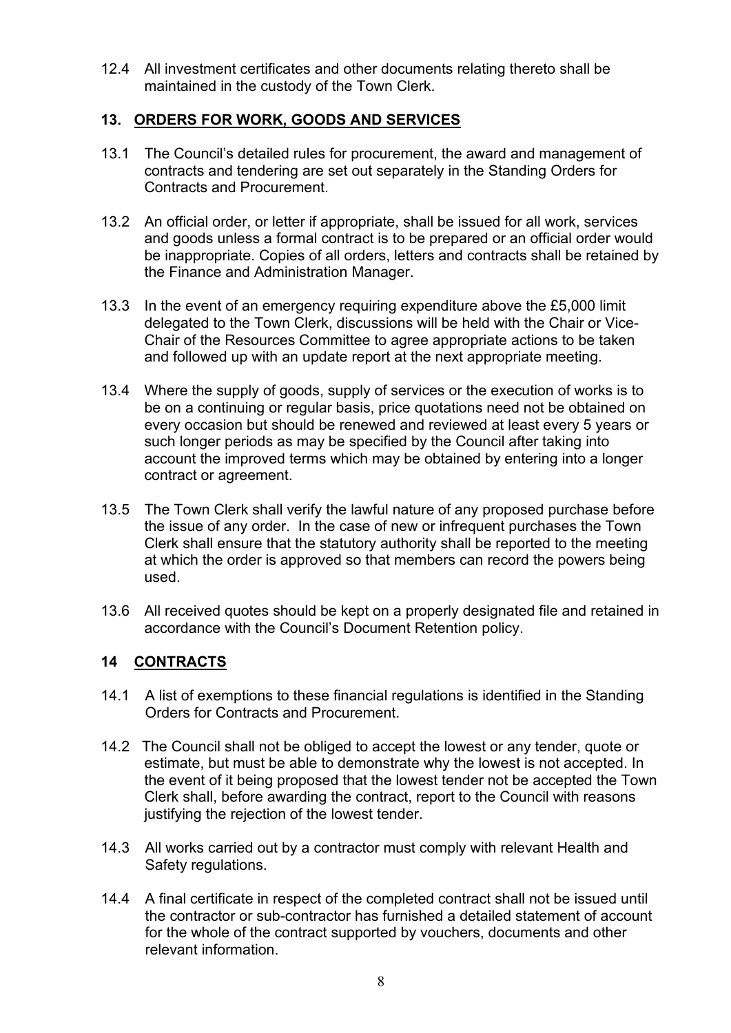12.4 All investment certificates and other documents relating thereto shall be maintained in the custody of the Town Clerk.

## 13. ORDERS FOR WORK, GOODS AND SERVICES

13.1 The Council's detailed rules for procurement, the award and management of contracts and tendering are set out separately in the Standing Orders for Contracts and Procurement.

13.2 An official order, or letter if appropriate, shall be issued for all work, services and goods unless a formal contract is to be prepared or an official order would be inappropriate. Copies of all orders, letters and contracts shall be retained by the Finance and Administration Manager.

13.3 In the event of an emergency requiring expenditure above the £5,000 limit delegated to the Town Clerk, discussions will be held with the Chair or Vice-Chair of the Resources Committee to agree appropriate actions to be taken and followed up with an update report at the next appropriate meeting.

13.4 Where the supply of goods, supply of services or the execution of works is to be on a continuing or regular basis, price quotations need not be obtained on every occasion but should be renewed and reviewed at least every 5 years or such longer periods as may be specified by the Council after taking into account the improved terms which may be obtained by entering into a longer contract or agreement.

13.5 The Town Clerk shall verify the lawful nature of any proposed purchase before the issue of any order. In the case of new or infrequent purchases the Town Clerk shall ensure that the statutory authority shall be reported to the meeting at which the order is approved so that members can record the powers being used.

13.6 All received quotes should be kept on a properly designated file and retained in accordance with the Council's Document Retention policy.

## 14 CONTRACTS

14.1 A list of exemptions to these financial regulations is identified in the Standing Orders for Contracts and Procurement.

14.2 The Council shall not be obliged to accept the lowest or any tender, quote or estimate, but must be able to demonstrate why the lowest is not accepted. In the event of it being proposed that the lowest tender not be accepted the Town Clerk shall, before awarding the contract, report to the Council with reasons justifying the rejection of the lowest tender.

14.3 All works carried out by a contractor must comply with relevant Health and Safety regulations.

14.4 A final certificate in respect of the completed contract shall not be issued until the contractor or sub-contractor has furnished a detailed statement of account for the whole of the contract supported by vouchers, documents and other relevant information.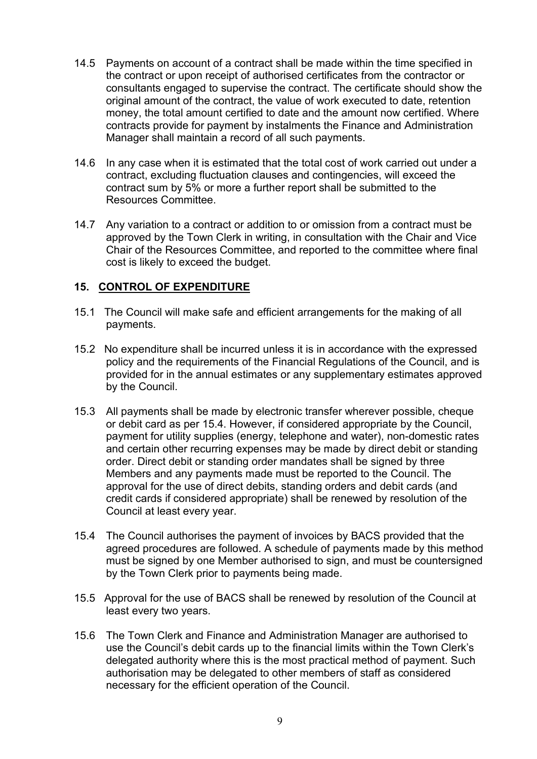14.5 Payments on account of a contract shall be made within the time specified in the contract or upon receipt of authorised certificates from the contractor or consultants engaged to supervise the contract. The certificate should show the original amount of the contract, the value of work executed to date, retention money, the total amount certified to date and the amount now certified. Where contracts provide for payment by instalments the Finance and Administration Manager shall maintain a record of all such payments.

14.6 In any case when it is estimated that the total cost of work carried out under a contract, excluding fluctuation clauses and contingencies, will exceed the contract sum by 5% or more a further report shall be submitted to the Resources Committee.

14.7 Any variation to a contract or addition to or omission from a contract must be approved by the Town Clerk in writing, in consultation with the Chair and Vice Chair of the Resources Committee, and reported to the committee where final cost is likely to exceed the budget.

## 15. CONTROL OF EXPENDITURE

15.1 The Council will make safe and efficient arrangements for the making of all payments.

15.2 No expenditure shall be incurred unless it is in accordance with the expressed policy and the requirements of the Financial Regulations of the Council, and is provided for in the annual estimates or any supplementary estimates approved by the Council.

15.3 All payments shall be made by electronic transfer wherever possible, cheque or debit card as per 15.4. However, if considered appropriate by the Council, payment for utility supplies (energy, telephone and water), non-domestic rates and certain other recurring expenses may be made by direct debit or standing order. Direct debit or standing order mandates shall be signed by three Members and any payments made must be reported to the Council. The approval for the use of direct debits, standing orders and debit cards (and credit cards if considered appropriate) shall be renewed by resolution of the Council at least every year.

15.4 The Council authorises the payment of invoices by BACS provided that the agreed procedures are followed. A schedule of payments made by this method must be signed by one Member authorised to sign, and must be countersigned by the Town Clerk prior to payments being made.

15.5 Approval for the use of BACS shall be renewed by resolution of the Council at least every two years.

15.6 The Town Clerk and Finance and Administration Manager are authorised to use the Council's debit cards up to the financial limits within the Town Clerk's delegated authority where this is the most practical method of payment. Such authorisation may be delegated to other members of staff as considered necessary for the efficient operation of the Council.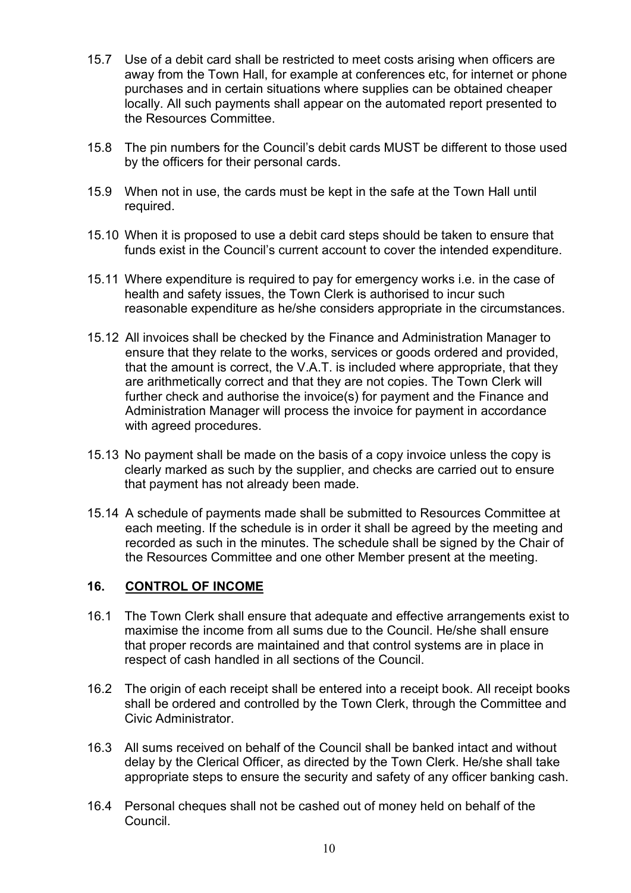15.7 Use of a debit card shall be restricted to meet costs arising when officers are away from the Town Hall, for example at conferences etc, for internet or phone purchases and in certain situations where supplies can be obtained cheaper locally. All such payments shall appear on the automated report presented to the Resources Committee.

15.8 The pin numbers for the Council's debit cards MUST be different to those used by the officers for their personal cards.

15.9 When not in use, the cards must be kept in the safe at the Town Hall until required.

15.10 When it is proposed to use a debit card steps should be taken to ensure that funds exist in the Council's current account to cover the intended expenditure.

15.11 Where expenditure is required to pay for emergency works i.e. in the case of health and safety issues, the Town Clerk is authorised to incur such reasonable expenditure as he/she considers appropriate in the circumstances.

15.12 All invoices shall be checked by the Finance and Administration Manager to ensure that they relate to the works, services or goods ordered and provided, that the amount is correct, the V.A.T. is included where appropriate, that they are arithmetically correct and that they are not copies. The Town Clerk will further check and authorise the invoice(s) for payment and the Finance and Administration Manager will process the invoice for payment in accordance with agreed procedures.

15.13 No payment shall be made on the basis of a copy invoice unless the copy is clearly marked as such by the supplier, and checks are carried out to ensure that payment has not already been made.

15.14 A schedule of payments made shall be submitted to Resources Committee at each meeting. If the schedule is in order it shall be agreed by the meeting and recorded as such in the minutes. The schedule shall be signed by the Chair of the Resources Committee and one other Member present at the meeting.

## 16. CONTROL OF INCOME

16.1 The Town Clerk shall ensure that adequate and effective arrangements exist to maximise the income from all sums due to the Council. He/she shall ensure that proper records are maintained and that control systems are in place in respect of cash handled in all sections of the Council.

16.2 The origin of each receipt shall be entered into a receipt book. All receipt books shall be ordered and controlled by the Town Clerk, through the Committee and Civic Administrator.

16.3 All sums received on behalf of the Council shall be banked intact and without delay by the Clerical Officer, as directed by the Town Clerk. He/she shall take appropriate steps to ensure the security and safety of any officer banking cash.

16.4 Personal cheques shall not be cashed out of money held on behalf of the Council.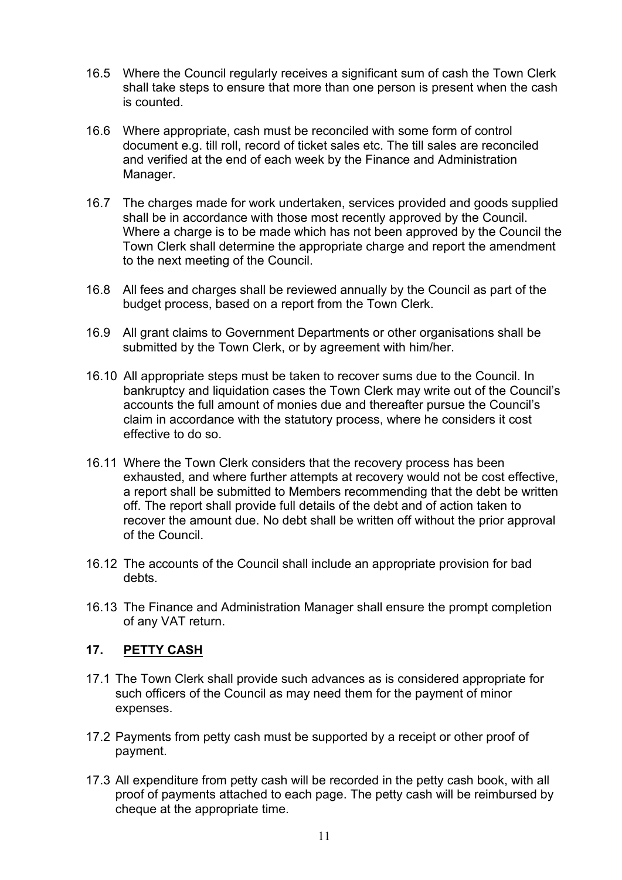16.5 Where the Council regularly receives a significant sum of cash the Town Clerk shall take steps to ensure that more than one person is present when the cash is counted.

16.6 Where appropriate, cash must be reconciled with some form of control document e.g. till roll, record of ticket sales etc. The till sales are reconciled and verified at the end of each week by the Finance and Administration Manager.

16.7 The charges made for work undertaken, services provided and goods supplied shall be in accordance with those most recently approved by the Council. Where a charge is to be made which has not been approved by the Council the Town Clerk shall determine the appropriate charge and report the amendment to the next meeting of the Council.

16.8 All fees and charges shall be reviewed annually by the Council as part of the budget process, based on a report from the Town Clerk.

16.9 All grant claims to Government Departments or other organisations shall be submitted by the Town Clerk, or by agreement with him/her.

16.10 All appropriate steps must be taken to recover sums due to the Council. In bankruptcy and liquidation cases the Town Clerk may write out of the Council's accounts the full amount of monies due and thereafter pursue the Council's claim in accordance with the statutory process, where he considers it cost effective to do so.

16.11 Where the Town Clerk considers that the recovery process has been exhausted, and where further attempts at recovery would not be cost effective, a report shall be submitted to Members recommending that the debt be written off. The report shall provide full details of the debt and of action taken to recover the amount due. No debt shall be written off without the prior approval of the Council.

16.12 The accounts of the Council shall include an appropriate provision for bad debts.

16.13 The Finance and Administration Manager shall ensure the prompt completion of any VAT return.

## 17. PETTY CASH

17.1 The Town Clerk shall provide such advances as is considered appropriate for such officers of the Council as may need them for the payment of minor expenses.

17.2 Payments from petty cash must be supported by a receipt or other proof of payment.

17.3 All expenditure from petty cash will be recorded in the petty cash book, with all proof of payments attached to each page. The petty cash will be reimbursed by cheque at the appropriate time.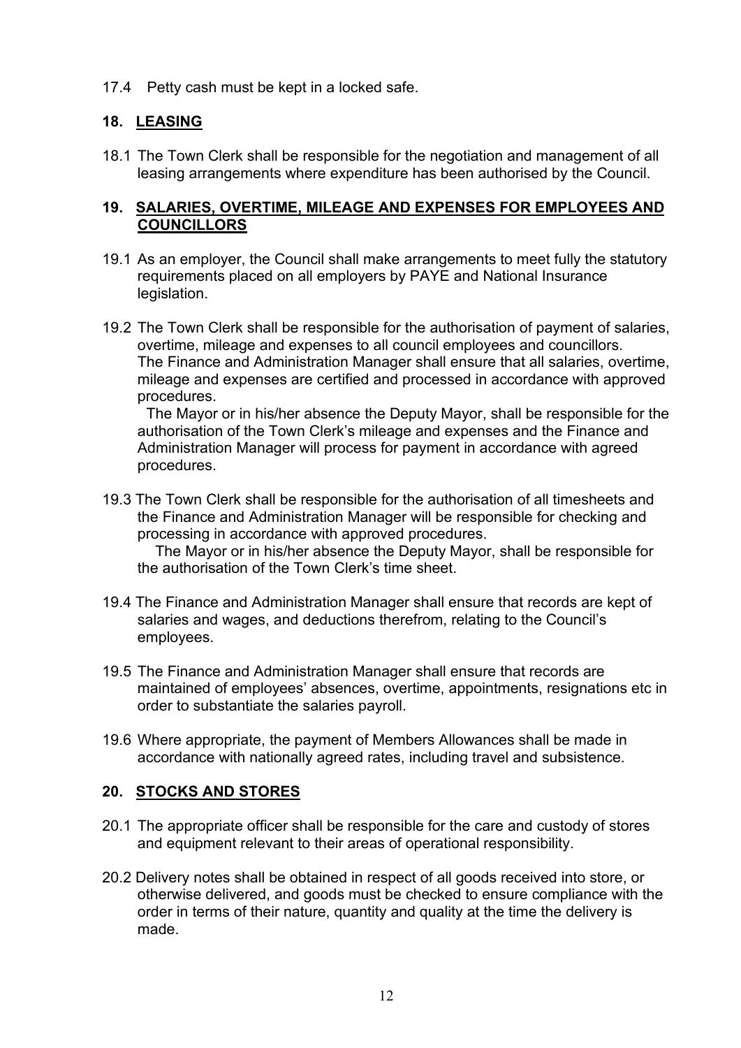17.4 Petty cash must be kept in a locked safe.

## 18. LEASING

18.1 The Town Clerk shall be responsible for the negotiation and management of all leasing arrangements where expenditure has been authorised by the Council.

## 19. SALARIES, OVERTIME, MILEAGE AND EXPENSES FOR EMPLOYEES AND COUNCILLORS

19.1 As an employer, the Council shall make arrangements to meet fully the statutory requirements placed on all employers by PAYE and National Insurance legislation.

19.2 The Town Clerk shall be responsible for the authorisation of payment of salaries, overtime, mileage and expenses to all council employees and councillors. The Finance and Administration Manager shall ensure that all salaries, overtime, mileage and expenses are certified and processed in accordance with approved procedures.
The Mayor or in his/her absence the Deputy Mayor, shall be responsible for the authorisation of the Town Clerk's mileage and expenses and the Finance and Administration Manager will process for payment in accordance with agreed procedures.

19.3 The Town Clerk shall be responsible for the authorisation of all timesheets and the Finance and Administration Manager will be responsible for checking and processing in accordance with approved procedures.
The Mayor or in his/her absence the Deputy Mayor, shall be responsible for the authorisation of the Town Clerk's time sheet.

19.4 The Finance and Administration Manager shall ensure that records are kept of salaries and wages, and deductions therefrom, relating to the Council's employees.

19.5 The Finance and Administration Manager shall ensure that records are maintained of employees' absences, overtime, appointments, resignations etc in order to substantiate the salaries payroll.

19.6 Where appropriate, the payment of Members Allowances shall be made in accordance with nationally agreed rates, including travel and subsistence.

## 20. STOCKS AND STORES

20.1 The appropriate officer shall be responsible for the care and custody of stores and equipment relevant to their areas of operational responsibility.

20.2 Delivery notes shall be obtained in respect of all goods received into store, or otherwise delivered, and goods must be checked to ensure compliance with the order in terms of their nature, quantity and quality at the time the delivery is made.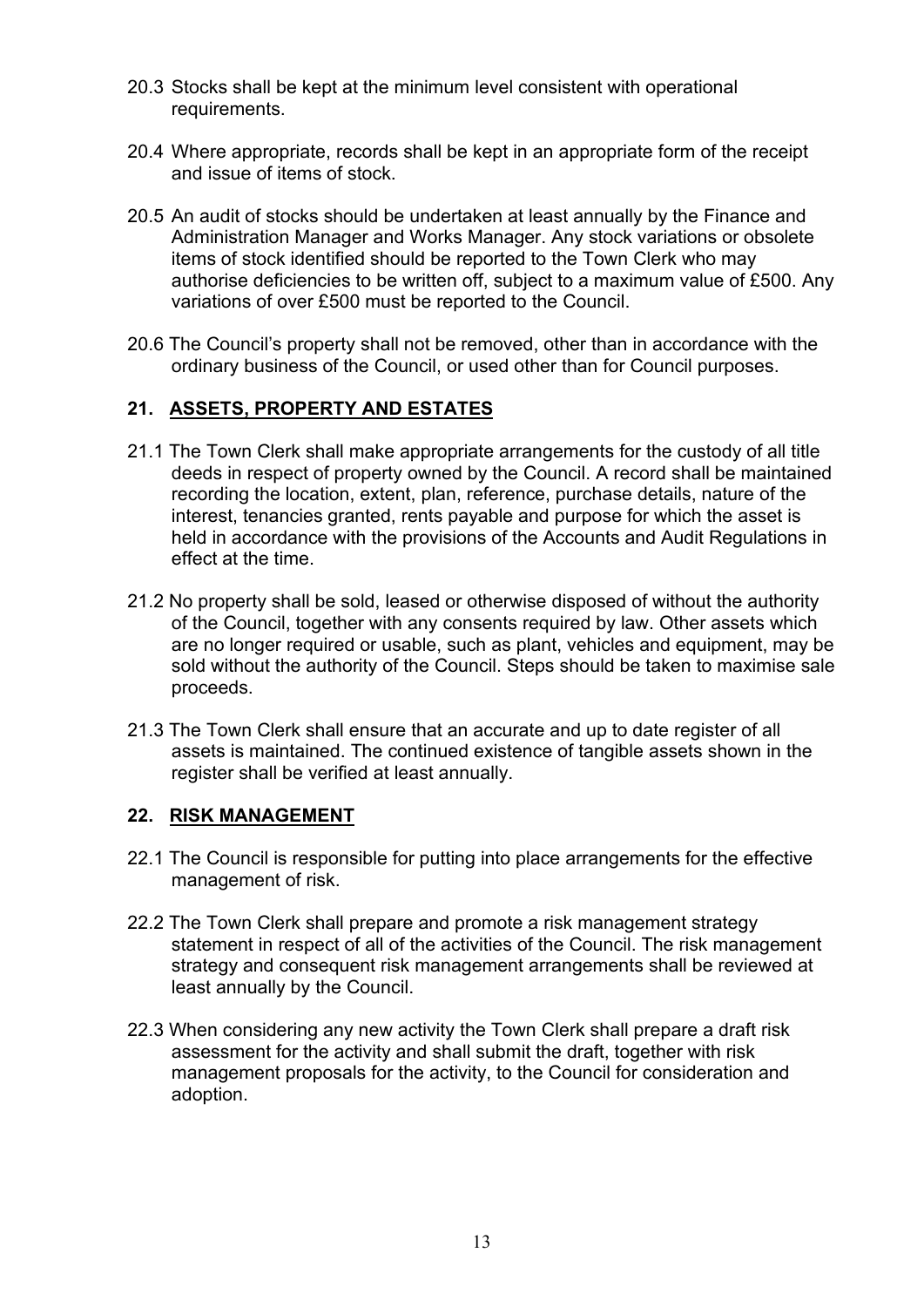20.3 Stocks shall be kept at the minimum level consistent with operational requirements.

20.4 Where appropriate, records shall be kept in an appropriate form of the receipt and issue of items of stock.

20.5 An audit of stocks should be undertaken at least annually by the Finance and Administration Manager and Works Manager. Any stock variations or obsolete items of stock identified should be reported to the Town Clerk who may authorise deficiencies to be written off, subject to a maximum value of £500. Any variations of over £500 must be reported to the Council.

20.6 The Council's property shall not be removed, other than in accordance with the ordinary business of the Council, or used other than for Council purposes.

## 21. ASSETS, PROPERTY AND ESTATES

21.1 The Town Clerk shall make appropriate arrangements for the custody of all title deeds in respect of property owned by the Council. A record shall be maintained recording the location, extent, plan, reference, purchase details, nature of the interest, tenancies granted, rents payable and purpose for which the asset is held in accordance with the provisions of the Accounts and Audit Regulations in effect at the time.

21.2 No property shall be sold, leased or otherwise disposed of without the authority of the Council, together with any consents required by law. Other assets which are no longer required or usable, such as plant, vehicles and equipment, may be sold without the authority of the Council. Steps should be taken to maximise sale proceeds.

21.3 The Town Clerk shall ensure that an accurate and up to date register of all assets is maintained. The continued existence of tangible assets shown in the register shall be verified at least annually.

## 22. RISK MANAGEMENT

22.1 The Council is responsible for putting into place arrangements for the effective management of risk.

22.2 The Town Clerk shall prepare and promote a risk management strategy statement in respect of all of the activities of the Council. The risk management strategy and consequent risk management arrangements shall be reviewed at least annually by the Council.

22.3 When considering any new activity the Town Clerk shall prepare a draft risk assessment for the activity and shall submit the draft, together with risk management proposals for the activity, to the Council for consideration and adoption.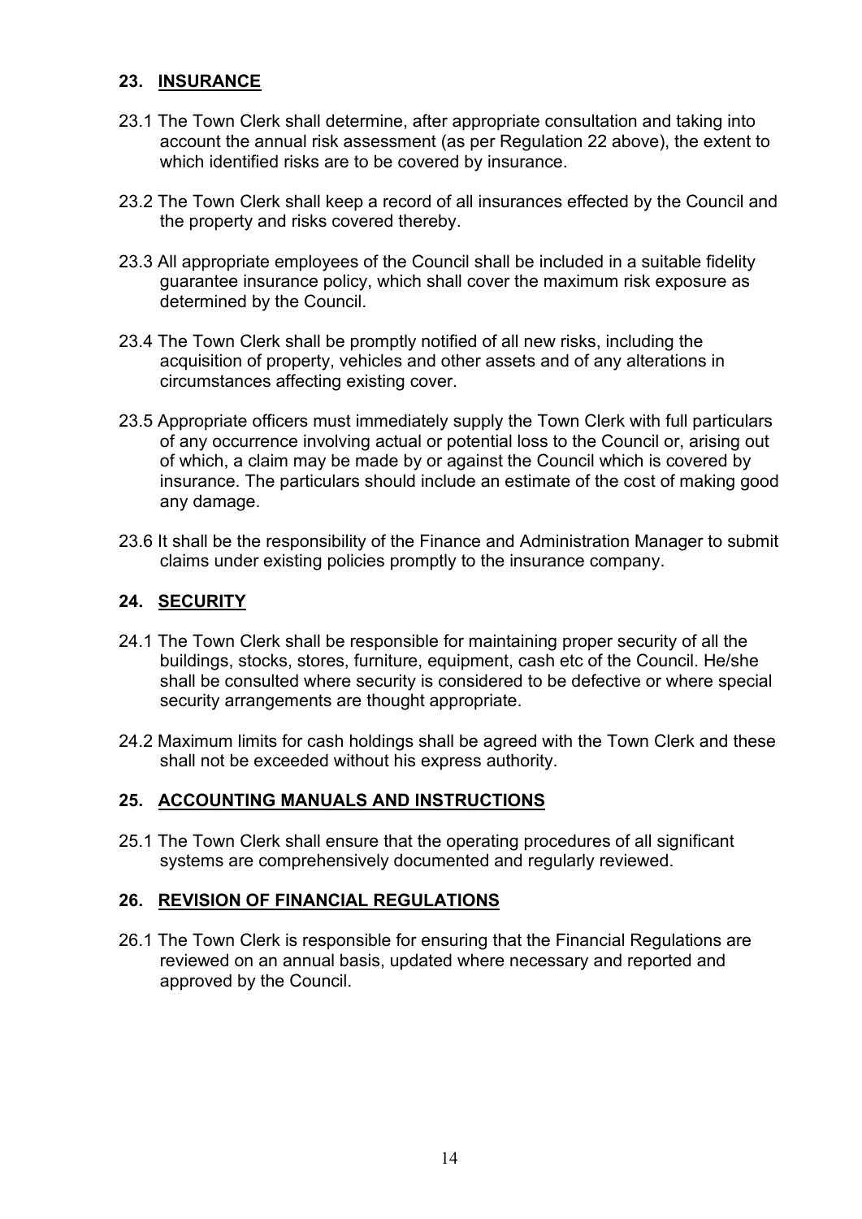## 23. INSURANCE

23.1 The Town Clerk shall determine, after appropriate consultation and taking into account the annual risk assessment (as per Regulation 22 above), the extent to which identified risks are to be covered by insurance.

23.2 The Town Clerk shall keep a record of all insurances effected by the Council and the property and risks covered thereby.

23.3 All appropriate employees of the Council shall be included in a suitable fidelity guarantee insurance policy, which shall cover the maximum risk exposure as determined by the Council.

23.4 The Town Clerk shall be promptly notified of all new risks, including the acquisition of property, vehicles and other assets and of any alterations in circumstances affecting existing cover.

23.5 Appropriate officers must immediately supply the Town Clerk with full particulars of any occurrence involving actual or potential loss to the Council or, arising out of which, a claim may be made by or against the Council which is covered by insurance. The particulars should include an estimate of the cost of making good any damage.

23.6 It shall be the responsibility of the Finance and Administration Manager to submit claims under existing policies promptly to the insurance company.

## 24. SECURITY

24.1 The Town Clerk shall be responsible for maintaining proper security of all the buildings, stocks, stores, furniture, equipment, cash etc of the Council. He/she shall be consulted where security is considered to be defective or where special security arrangements are thought appropriate.

24.2 Maximum limits for cash holdings shall be agreed with the Town Clerk and these shall not be exceeded without his express authority.

## 25. ACCOUNTING MANUALS AND INSTRUCTIONS

25.1 The Town Clerk shall ensure that the operating procedures of all significant systems are comprehensively documented and regularly reviewed.

## 26. REVISION OF FINANCIAL REGULATIONS

26.1 The Town Clerk is responsible for ensuring that the Financial Regulations are reviewed on an annual basis, updated where necessary and reported and approved by the Council.